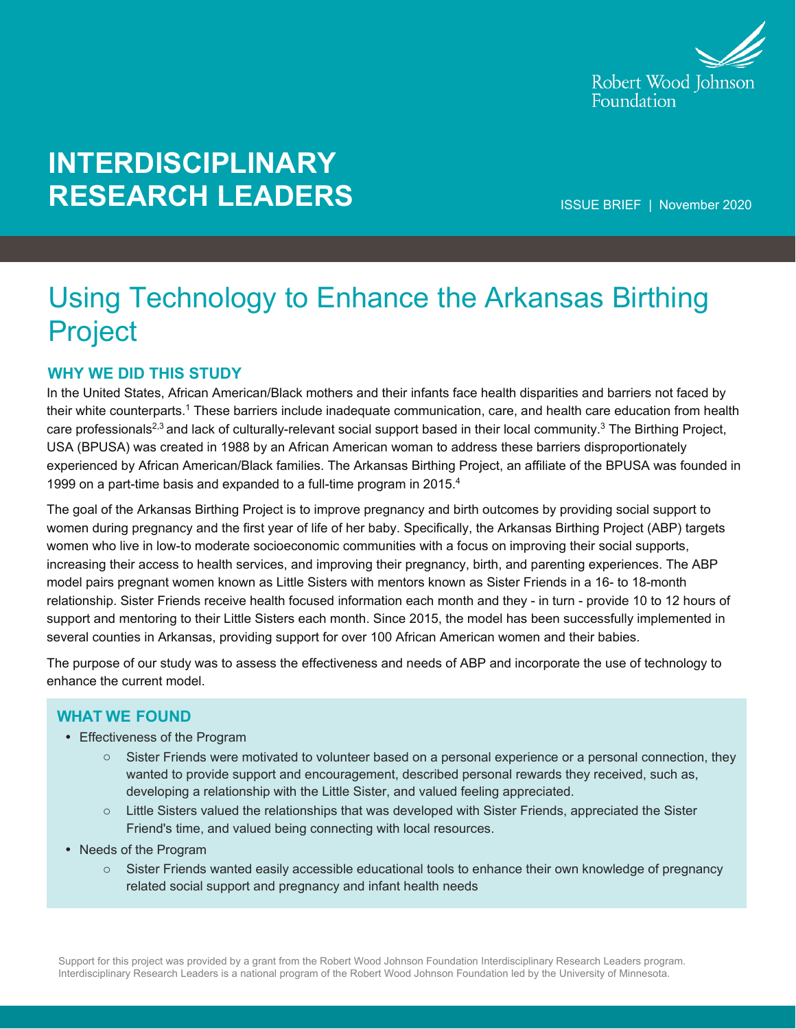Robert Wood Johnson Foundation

# INTERDISCIPLINARY RESEARCH LEADERS

ISSUE BRIEF | November 2020

# Using Technology to Enhance the Arkansas Birthing Project

## WHY WE DID THIS STUDY

In the United States, African American/Black mothers and their infants face health disparities and barriers not faced by their white counterparts.[1] These barriers include inadequate communication, care, and health care education from health care professionals[2,3] and lack of culturally-relevant social support based in their local community.[3] The Birthing Project, USA (BPUSA) was created in 1988 by an African American woman to address these barriers disproportionately experienced by African American/Black families. The Arkansas Birthing Project, an affiliate of the BPUSA was founded in 1999 on a part-time basis and expanded to a full-time program in 2015.[4]

The goal of the Arkansas Birthing Project is to improve pregnancy and birth outcomes by providing social support to women during pregnancy and the first year of life of her baby. Specifically, the Arkansas Birthing Project (ABP) targets women who live in low-to moderate socioeconomic communities with a focus on improving their social supports, increasing their access to health services, and improving their pregnancy, birth, and parenting experiences. The ABP model pairs pregnant women known as Little Sisters with mentors known as Sister Friends in a 16- to 18-month relationship. Sister Friends receive health focused information each month and they - in turn - provide 10 to 12 hours of support and mentoring to their Little Sisters each month. Since 2015, the model has been successfully implemented in several counties in Arkansas, providing support for over 100 African American women and their babies.

The purpose of our study was to assess the effectiveness and needs of ABP and incorporate the use of technology to enhance the current model.

## WHAT WE FOUND

- Effectiveness of the Program
  - Sister Friends were motivated to volunteer based on a personal experience or a personal connection, they wanted to provide support and encouragement, described personal rewards they received, such as, developing a relationship with the Little Sister, and valued feeling appreciated.
  - Little Sisters valued the relationships that was developed with Sister Friends, appreciated the Sister Friend's time, and valued being connecting with local resources.
- Needs of the Program
  - Sister Friends wanted easily accessible educational tools to enhance their own knowledge of pregnancy related social support and pregnancy and infant health needs

Support for this project was provided by a grant from the Robert Wood Johnson Foundation Interdisciplinary Research Leaders program. Interdisciplinary Research Leaders is a national program of the Robert Wood Johnson Foundation led by the University of Minnesota.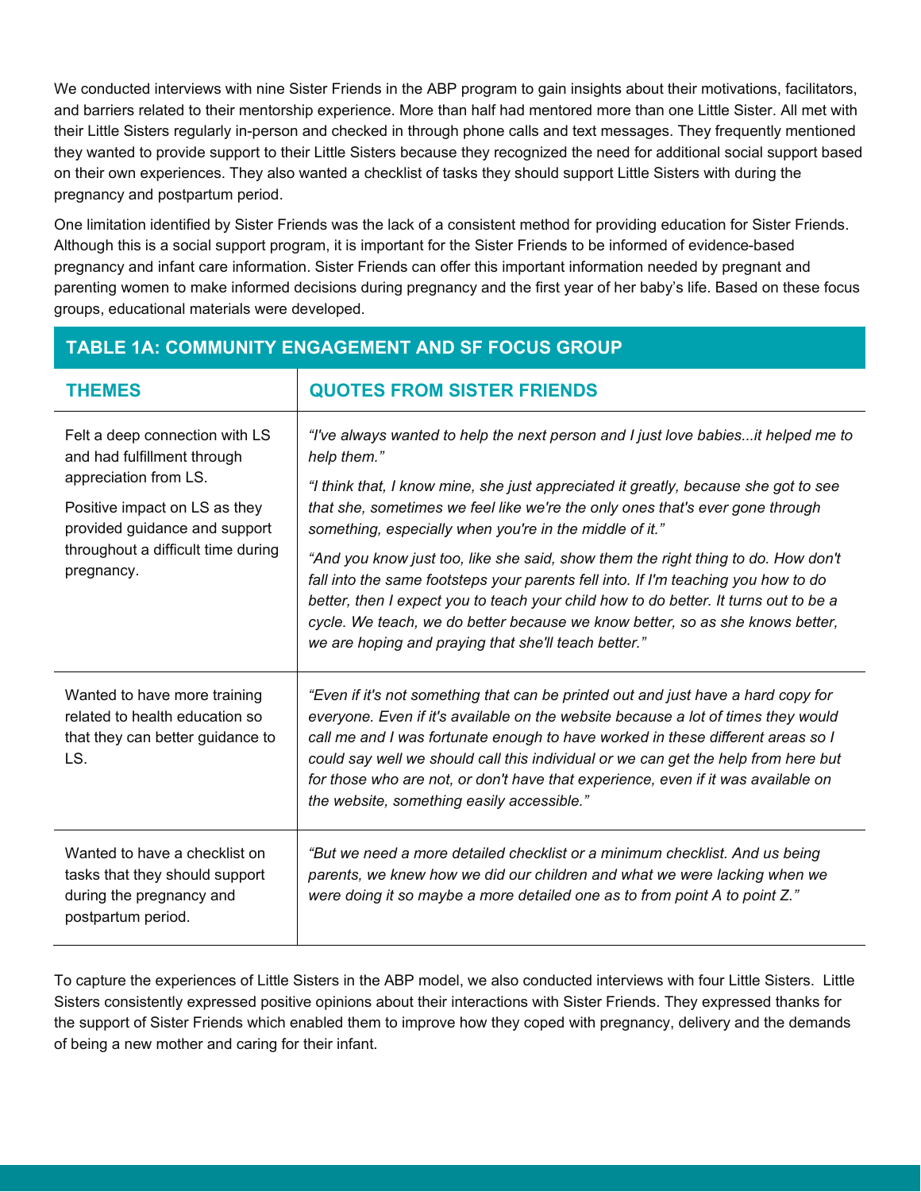We conducted interviews with nine Sister Friends in the ABP program to gain insights about their motivations, facilitators, and barriers related to their mentorship experience. More than half had mentored more than one Little Sister. All met with their Little Sisters regularly in-person and checked in through phone calls and text messages. They frequently mentioned they wanted to provide support to their Little Sisters because they recognized the need for additional social support based on their own experiences. They also wanted a checklist of tasks they should support Little Sisters with during the pregnancy and postpartum period.

One limitation identified by Sister Friends was the lack of a consistent method for providing education for Sister Friends. Although this is a social support program, it is important for the Sister Friends to be informed of evidence-based pregnancy and infant care information. Sister Friends can offer this important information needed by pregnant and parenting women to make informed decisions during pregnancy and the first year of her baby's life. Based on these focus groups, educational materials were developed.

**TABLE 1A: COMMUNITY ENGAGEMENT AND SF FOCUS GROUP**

| THEMES | QUOTES FROM SISTER FRIENDS |
|---|---|
| Felt a deep connection with LS and had fulfillment through appreciation from LS.<br><br>Positive impact on LS as they provided guidance and support throughout a difficult time during pregnancy. | *"I've always wanted to help the next person and I just love babies...it helped me to help them."*<br><br>*"I think that, I know mine, she just appreciated it greatly, because she got to see that she, sometimes we feel like we're the only ones that's ever gone through something, especially when you're in the middle of it."*<br><br>*"And you know just too, like she said, show them the right thing to do. How don't fall into the same footsteps your parents fell into. If I'm teaching you how to do better, then I expect you to teach your child how to do better. It turns out to be a cycle. We teach, we do better because we know better, so as she knows better, we are hoping and praying that she'll teach better."* |
| Wanted to have more training related to health education so that they can better guidance to LS. | *"Even if it's not something that can be printed out and just have a hard copy for everyone. Even if it's available on the website because a lot of times they would call me and I was fortunate enough to have worked in these different areas so I could say well we should call this individual or we can get the help from here but for those who are not, or don't have that experience, even if it was available on the website, something easily accessible."* |
| Wanted to have a checklist on tasks that they should support during the pregnancy and postpartum period. | *"But we need a more detailed checklist or a minimum checklist. And us being parents, we knew how we did our children and what we were lacking when we were doing it so maybe a more detailed one as to from point A to point Z."* |

To capture the experiences of Little Sisters in the ABP model, we also conducted interviews with four Little Sisters. Little Sisters consistently expressed positive opinions about their interactions with Sister Friends. They expressed thanks for the support of Sister Friends which enabled them to improve how they coped with pregnancy, delivery and the demands of being a new mother and caring for their infant.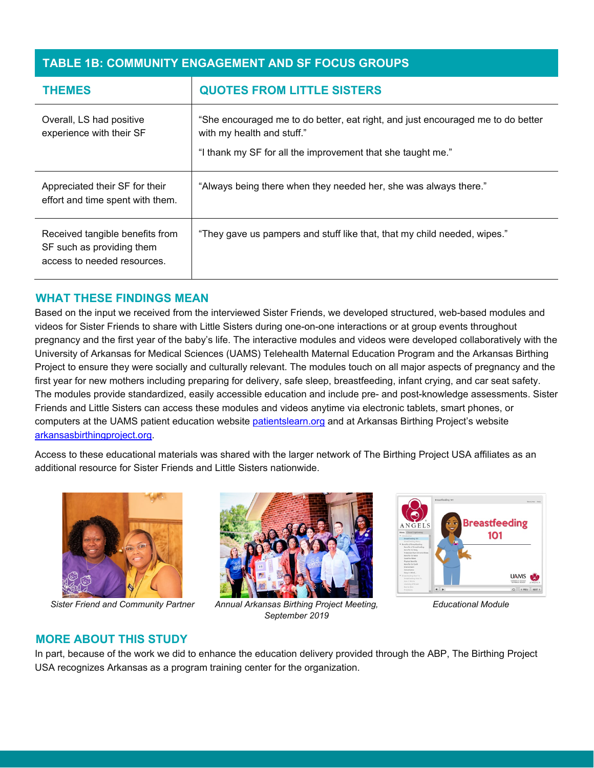## TABLE 1B: COMMUNITY ENGAGEMENT AND SF FOCUS GROUPS

| THEMES | QUOTES FROM LITTLE SISTERS |
|---|---|
| Overall, LS had positive experience with their SF | "She encouraged me to do better, eat right, and just encouraged me to do better with my health and stuff." "I thank my SF for all the improvement that she taught me." |
| Appreciated their SF for their effort and time spent with them. | "Always being there when they needed her, she was always there." |
| Received tangible benefits from SF such as providing them access to needed resources. | "They gave us pampers and stuff like that, that my child needed, wipes." |

## WHAT THESE FINDINGS MEAN

Based on the input we received from the interviewed Sister Friends, we developed structured, web-based modules and videos for Sister Friends to share with Little Sisters during one-on-one interactions or at group events throughout pregnancy and the first year of the baby's life. The interactive modules and videos were developed collaboratively with the University of Arkansas for Medical Sciences (UAMS) Telehealth Maternal Education Program and the Arkansas Birthing Project to ensure they were socially and culturally relevant. The modules touch on all major aspects of pregnancy and the first year for new mothers including preparing for delivery, safe sleep, breastfeeding, infant crying, and car seat safety. The modules provide standardized, easily accessible education and include pre- and post-knowledge assessments. Sister Friends and Little Sisters can access these modules and videos anytime via electronic tablets, smart phones, or computers at the UAMS patient education website [patientslearn.org](patientslearn.org) and at Arkansas Birthing Project's website [arkansasbirthingproject.org](arkansasbirthingproject.org).

Access to these educational materials was shared with the larger network of The Birthing Project USA affiliates as an additional resource for Sister Friends and Little Sisters nationwide.

*Sister Friend and Community Partner*

*Annual Arkansas Birthing Project Meeting, September 2019*

*Educational Module*

## MORE ABOUT THIS STUDY

In part, because of the work we did to enhance the education delivery provided through the ABP, The Birthing Project USA recognizes Arkansas as a program training center for the organization.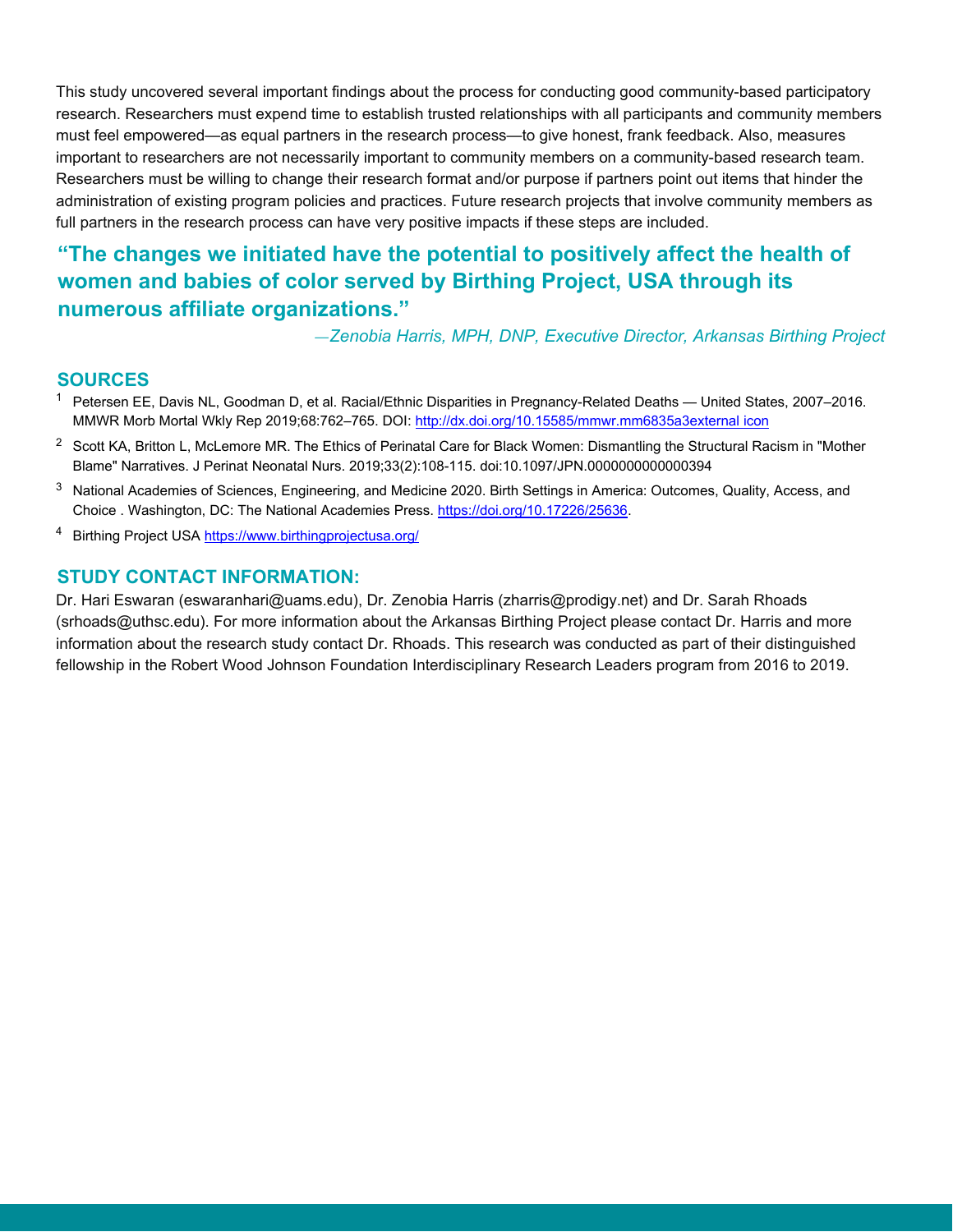This study uncovered several important findings about the process for conducting good community-based participatory research. Researchers must expend time to establish trusted relationships with all participants and community members must feel empowered—as equal partners in the research process—to give honest, frank feedback. Also, measures important to researchers are not necessarily important to community members on a community-based research team. Researchers must be willing to change their research format and/or purpose if partners point out items that hinder the administration of existing program policies and practices. Future research projects that involve community members as full partners in the research process can have very positive impacts if these steps are included.

**"The changes we initiated have the potential to positively affect the health of women and babies of color served by Birthing Project, USA through its numerous affiliate organizations."**

*—Zenobia Harris, MPH, DNP, Executive Director, Arkansas Birthing Project*

## SOURCES

[1] Petersen EE, Davis NL, Goodman D, et al. Racial/Ethnic Disparities in Pregnancy-Related Deaths — United States, 2007–2016. MMWR Morb Mortal Wkly Rep 2019;68:762–765. DOI: http://dx.doi.org/10.15585/mmwr.mm6835a3external icon

[2] Scott KA, Britton L, McLemore MR. The Ethics of Perinatal Care for Black Women: Dismantling the Structural Racism in "Mother Blame" Narratives. J Perinat Neonatal Nurs. 2019;33(2):108-115. doi:10.1097/JPN.0000000000000394

[3] National Academies of Sciences, Engineering, and Medicine 2020. Birth Settings in America: Outcomes, Quality, Access, and Choice . Washington, DC: The National Academies Press. https://doi.org/10.17226/25636.

[4] Birthing Project USA https://www.birthingprojectusa.org/

## STUDY CONTACT INFORMATION:

Dr. Hari Eswaran (eswaranhari@uams.edu), Dr. Zenobia Harris (zharris@prodigy.net) and Dr. Sarah Rhoads (srhoads@uthsc.edu). For more information about the Arkansas Birthing Project please contact Dr. Harris and more information about the research study contact Dr. Rhoads. This research was conducted as part of their distinguished fellowship in the Robert Wood Johnson Foundation Interdisciplinary Research Leaders program from 2016 to 2019.